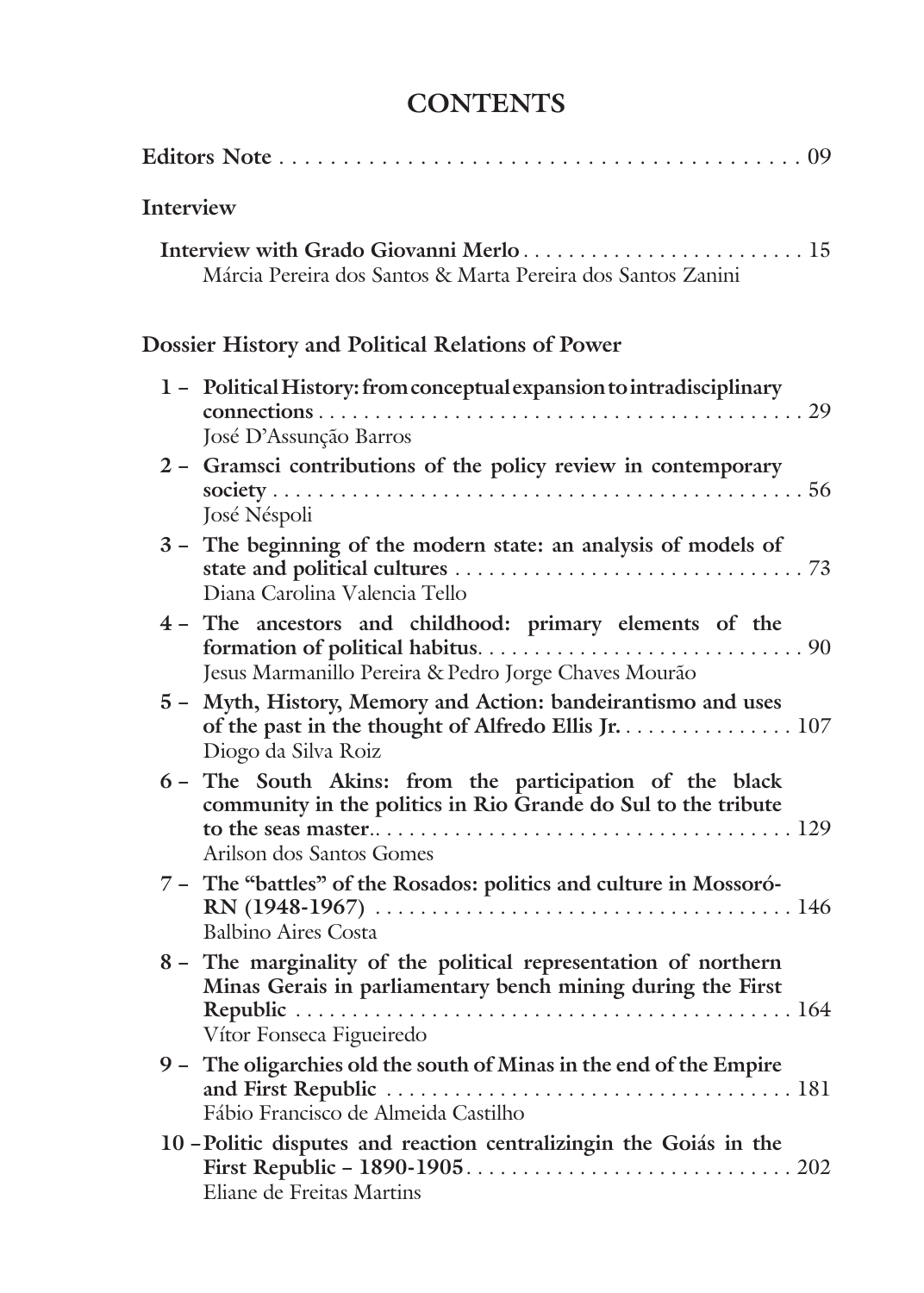# CONTENTS

**Editors Note** . . . . . . . . . . . . . . . . . . . . . . . . . . . . . . . . . . . . . . . . . . . 09

**Interview**

**Interview with Grado Giovanni Merlo** . . . . . . . . . . . . . . . . . . . . . . . . . 15
Márcia Pereira dos Santos & Marta Pereira dos Santos Zanini

**Dossier History and Political Relations of Power**

1 – **Political History: from conceptual expansion to intradisciplinary connections** . . . . . . . . . . . . . . . . . . . . . . . . . . . . . . . . . . . . . . . . . . . 29
José D'Assunção Barros

2 – **Gramsci contributions of the policy review in contemporary society** . . . . . . . . . . . . . . . . . . . . . . . . . . . . . . . . . . . . . . . . . . . . . . . 56
José Néspoli

3 – **The beginning of the modern state: an analysis of models of state and political cultures** . . . . . . . . . . . . . . . . . . . . . . . . . . . . . . . 73
Diana Carolina Valencia Tello

4 – **The ancestors and childhood: primary elements of the formation of political habitus**. . . . . . . . . . . . . . . . . . . . . . . . . . . . . 90
Jesus Marmanillo Pereira & Pedro Jorge Chaves Mourão

5 – **Myth, History, Memory and Action: bandeirantismo and uses of the past in the thought of Alfredo Ellis Jr.** . . . . . . . . . . . . . . . 107
Diogo da Silva Roiz

6 – **The South Akins: from the participation of the black community in the politics in Rio Grande do Sul to the tribute to the seas master**.. . . . . . . . . . . . . . . . . . . . . . . . . . . . . . . . . . . . 129
Arilson dos Santos Gomes

7 – **The "battles" of the Rosados: politics and culture in Mossoró-RN (1948-1967)** . . . . . . . . . . . . . . . . . . . . . . . . . . . . . . . . . . . . 146
Balbino Aires Costa

8 – **The marginality of the political representation of northern Minas Gerais in parliamentary bench mining during the First Republic** . . . . . . . . . . . . . . . . . . . . . . . . . . . . . . . . . . . . . . . . . . . . . 164
Vítor Fonseca Figueiredo

9 – **The oligarchies old the south of Minas in the end of the Empire and First Republic** . . . . . . . . . . . . . . . . . . . . . . . . . . . . . . . . . . . . 181
Fábio Francisco de Almeida Castilho

10 – **Politic disputes and reaction centralizingin the Goiás in the First Republic – 1890-1905**. . . . . . . . . . . . . . . . . . . . . . . . . . . . . . 202
Eliane de Freitas Martins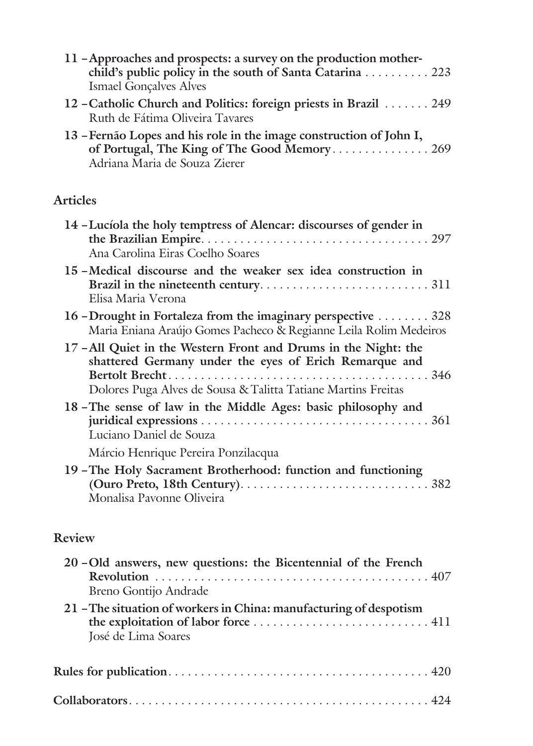**11 – Approaches and prospects: a survey on the production mother-child's public policy in the south of Santa Catarina** .......... 223
Ismael Gonçalves Alves

**12 – Catholic Church and Politics: foreign priests in Brazil** ....... 249
Ruth de Fátima Oliveira Tavares

**13 – Fernão Lopes and his role in the image construction of John I, of Portugal, The King of The Good Memory** ............... 269
Adriana Maria de Souza Zierer

## Articles

**14 – Lucíola the holy temptress of Alencar: discourses of gender in the Brazilian Empire** .................................. 297
Ana Carolina Eiras Coelho Soares

**15 – Medical discourse and the weaker sex idea construction in Brazil in the nineteenth century** .......................... 311
Elisa Maria Verona

**16 – Drought in Fortaleza from the imaginary perspective** ........ 328
Maria Eniana Araújo Gomes Pacheco & Regianne Leila Rolim Medeiros

**17 – All Quiet in the Western Front and Drums in the Night: the shattered Germany under the eyes of Erich Remarque and Bertolt Brecht** ........................................ 346
Dolores Puga Alves de Sousa & Talitta Tatiane Martins Freitas

**18 – The sense of law in the Middle Ages: basic philosophy and juridical expressions** .................................. 361
Luciano Daniel de Souza

Márcio Henrique Pereira Ponzilacqua

**19 – The Holy Sacrament Brotherhood: function and functioning (Ouro Preto, 18th Century)** ............................. 382
Monalisa Pavonne Oliveira

## Review

**20 – Old answers, new questions: the Bicentennial of the French Revolution** ........................................... 407
Breno Gontijo Andrade

**21 – The situation of workers in China: manufacturing of despotism the exploitation of labor force** .......................... 411
José de Lima Soares

**Rules for publication** ......................................... 420

**Collaborators** ................................................ 424